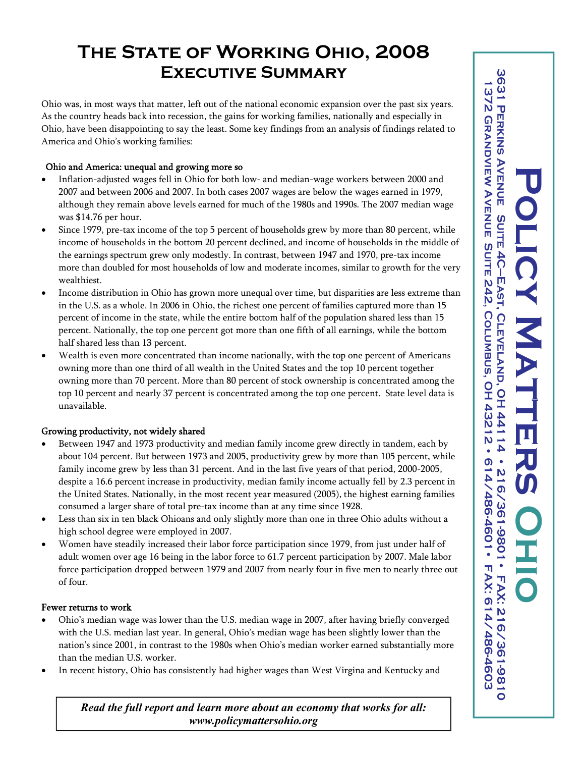# The State of Working Ohio, 2008
## Executive Summary

Ohio was, in most ways that matter, left out of the national economic expansion over the past six years. As the country heads back into recession, the gains for working families, nationally and especially in Ohio, have been disappointing to say the least. Some key findings from an analysis of findings related to America and Ohio's working families:

**Ohio and America: unequal and growing more so**

- Inflation-adjusted wages fell in Ohio for both low- and median-wage workers between 2000 and 2007 and between 2006 and 2007. In both cases 2007 wages are below the wages earned in 1979, although they remain above levels earned for much of the 1980s and 1990s. The 2007 median wage was $14.76 per hour.
- Since 1979, pre-tax income of the top 5 percent of households grew by more than 80 percent, while income of households in the bottom 20 percent declined, and income of households in the middle of the earnings spectrum grew only modestly. In contrast, between 1947 and 1970, pre-tax income more than doubled for most households of low and moderate incomes, similar to growth for the very wealthiest.
- Income distribution in Ohio has grown more unequal over time, but disparities are less extreme than in the U.S. as a whole. In 2006 in Ohio, the richest one percent of families captured more than 15 percent of income in the state, while the entire bottom half of the population shared less than 15 percent. Nationally, the top one percent got more than one fifth of all earnings, while the bottom half shared less than 13 percent.
- Wealth is even more concentrated than income nationally, with the top one percent of Americans owning more than one third of all wealth in the United States and the top 10 percent together owning more than 70 percent. More than 80 percent of stock ownership is concentrated among the top 10 percent and nearly 37 percent is concentrated among the top one percent. State level data is unavailable.

**Growing productivity, not widely shared**

- Between 1947 and 1973 productivity and median family income grew directly in tandem, each by about 104 percent. But between 1973 and 2005, productivity grew by more than 105 percent, while family income grew by less than 31 percent. And in the last five years of that period, 2000-2005, despite a 16.6 percent increase in productivity, median family income actually fell by 2.3 percent in the United States. Nationally, in the most recent year measured (2005), the highest earning families consumed a larger share of total pre-tax income than at any time since 1928.
- Less than six in ten black Ohioans and only slightly more than one in three Ohio adults without a high school degree were employed in 2007.
- Women have steadily increased their labor force participation since 1979, from just under half of adult women over age 16 being in the labor force to 61.7 percent participation by 2007. Male labor force participation dropped between 1979 and 2007 from nearly four in five men to nearly three out of four.

**Fewer returns to work**

- Ohio's median wage was lower than the U.S. median wage in 2007, after having briefly converged with the U.S. median last year. In general, Ohio's median wage has been slightly lower than the nation's since 2001, in contrast to the 1980s when Ohio's median worker earned substantially more than the median U.S. worker.
- In recent history, Ohio has consistently had higher wages than West Virgina and Kentucky and

***Read the full report and learn more about an economy that works for all: www.policymattersohio.org***

**Policy Matters Ohio**
3631 Perkins Avenue Suite 4C–East, Cleveland, OH 44114 • 216/361-9801 • Fax: 216/361-9810
1372 Grandview Avenue Suite 242, Columbus, OH 43212 • 614/486-4601 • Fax: 614/486-4603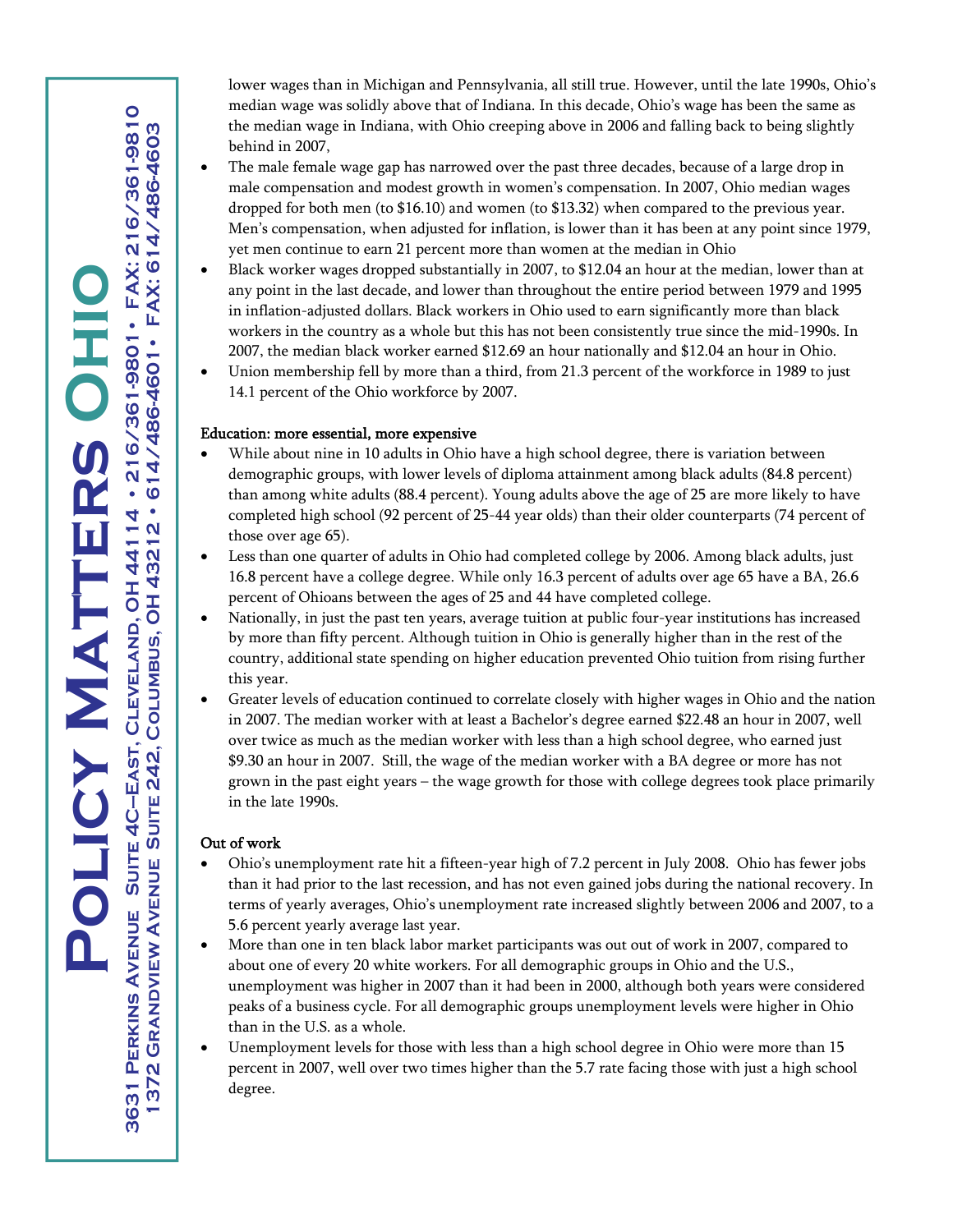lower wages than in Michigan and Pennsylvania, all still true. However, until the late 1990s, Ohio's median wage was solidly above that of Indiana. In this decade, Ohio's wage has been the same as the median wage in Indiana, with Ohio creeping above in 2006 and falling back to being slightly behind in 2007,

- The male female wage gap has narrowed over the past three decades, because of a large drop in male compensation and modest growth in women's compensation. In 2007, Ohio median wages dropped for both men (to $16.10) and women (to $13.32) when compared to the previous year. Men's compensation, when adjusted for inflation, is lower than it has been at any point since 1979, yet men continue to earn 21 percent more than women at the median in Ohio
- Black worker wages dropped substantially in 2007, to $12.04 an hour at the median, lower than at any point in the last decade, and lower than throughout the entire period between 1979 and 1995 in inflation-adjusted dollars. Black workers in Ohio used to earn significantly more than black workers in the country as a whole but this has not been consistently true since the mid-1990s. In 2007, the median black worker earned $12.69 an hour nationally and $12.04 an hour in Ohio.
- Union membership fell by more than a third, from 21.3 percent of the workforce in 1989 to just 14.1 percent of the Ohio workforce by 2007.

**Education: more essential, more expensive**

- While about nine in 10 adults in Ohio have a high school degree, there is variation between demographic groups, with lower levels of diploma attainment among black adults (84.8 percent) than among white adults (88.4 percent). Young adults above the age of 25 are more likely to have completed high school (92 percent of 25-44 year olds) than their older counterparts (74 percent of those over age 65).
- Less than one quarter of adults in Ohio had completed college by 2006. Among black adults, just 16.8 percent have a college degree. While only 16.3 percent of adults over age 65 have a BA, 26.6 percent of Ohioans between the ages of 25 and 44 have completed college.
- Nationally, in just the past ten years, average tuition at public four-year institutions has increased by more than fifty percent. Although tuition in Ohio is generally higher than in the rest of the country, additional state spending on higher education prevented Ohio tuition from rising further this year.
- Greater levels of education continued to correlate closely with higher wages in Ohio and the nation in 2007. The median worker with at least a Bachelor's degree earned $22.48 an hour in 2007, well over twice as much as the median worker with less than a high school degree, who earned just $9.30 an hour in 2007. Still, the wage of the median worker with a BA degree or more has not grown in the past eight years – the wage growth for those with college degrees took place primarily in the late 1990s.

**Out of work**

- Ohio's unemployment rate hit a fifteen-year high of 7.2 percent in July 2008. Ohio has fewer jobs than it had prior to the last recession, and has not even gained jobs during the national recovery. In terms of yearly averages, Ohio's unemployment rate increased slightly between 2006 and 2007, to a 5.6 percent yearly average last year.
- More than one in ten black labor market participants was out out of work in 2007, compared to about one of every 20 white workers. For all demographic groups in Ohio and the U.S., unemployment was higher in 2007 than it had been in 2000, although both years were considered peaks of a business cycle. For all demographic groups unemployment levels were higher in Ohio than in the U.S. as a whole.
- Unemployment levels for those with less than a high school degree in Ohio were more than 15 percent in 2007, well over two times higher than the 5.7 rate facing those with just a high school degree.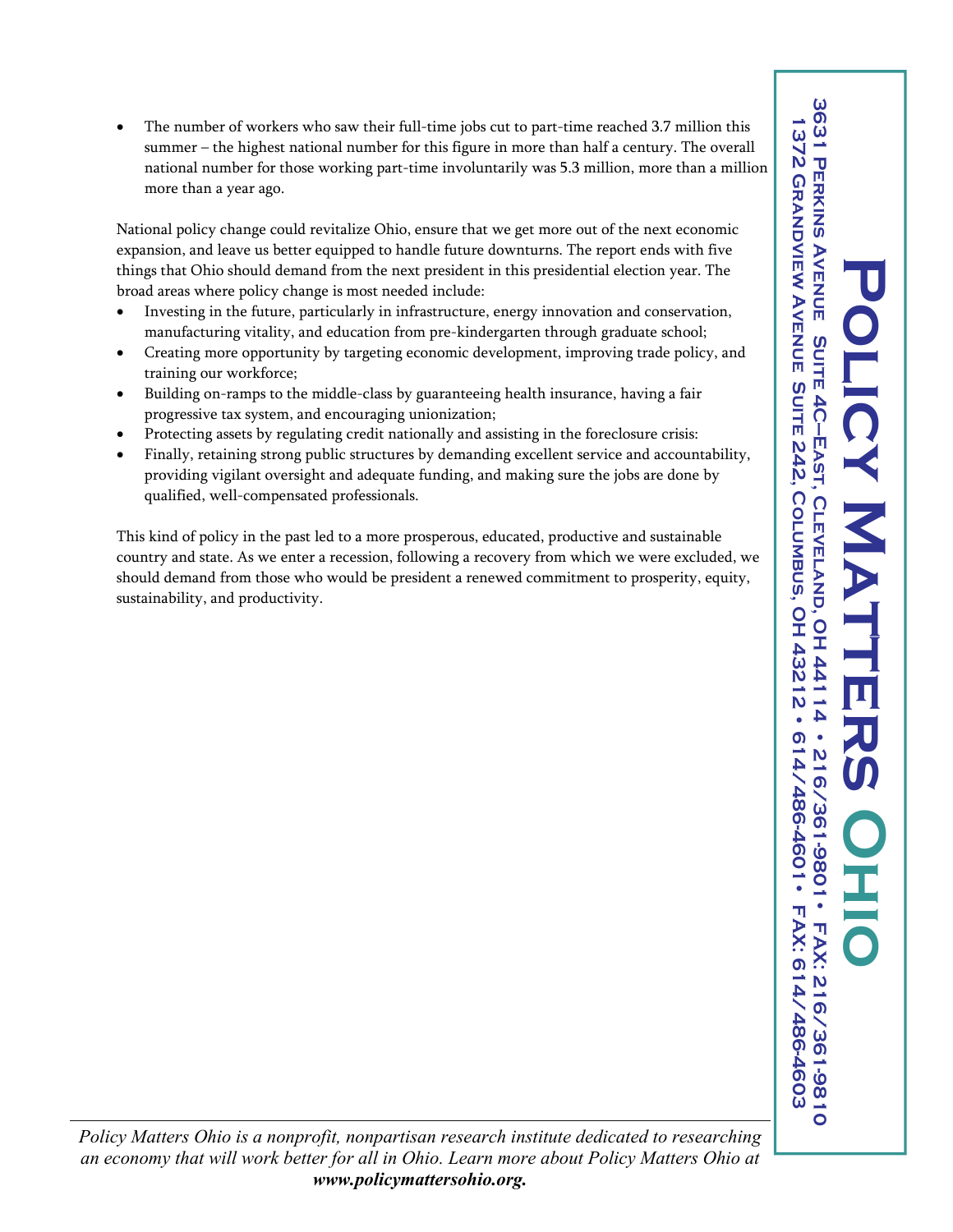- The number of workers who saw their full-time jobs cut to part-time reached 3.7 million this summer – the highest national number for this figure in more than half a century. The overall national number for those working part-time involuntarily was 5.3 million, more than a million more than a year ago.

National policy change could revitalize Ohio, ensure that we get more out of the next economic expansion, and leave us better equipped to handle future downturns. The report ends with five things that Ohio should demand from the next president in this presidential election year. The broad areas where policy change is most needed include:

- Investing in the future, particularly in infrastructure, energy innovation and conservation, manufacturing vitality, and education from pre-kindergarten through graduate school;
- Creating more opportunity by targeting economic development, improving trade policy, and training our workforce;
- Building on-ramps to the middle-class by guaranteeing health insurance, having a fair progressive tax system, and encouraging unionization;
- Protecting assets by regulating credit nationally and assisting in the foreclosure crisis:
- Finally, retaining strong public structures by demanding excellent service and accountability, providing vigilant oversight and adequate funding, and making sure the jobs are done by qualified, well-compensated professionals.

This kind of policy in the past led to a more prosperous, educated, productive and sustainable country and state. As we enter a recession, following a recovery from which we were excluded, we should demand from those who would be president a renewed commitment to prosperity, equity, sustainability, and productivity.

---

*Policy Matters Ohio is a nonprofit, nonpartisan research institute dedicated to researching an economy that will work better for all in Ohio. Learn more about Policy Matters Ohio at* ***www.policymattersohio.org.***

**Policy Matters Ohio**

3631 Perkins Avenue Suite 4C–East, Cleveland, OH 44114 • 216/361-9801 • FAX: 216/361-9810

1372 Grandview Avenue Suite 242, Columbus, OH 43212 • 614/486-4601 • FAX: 614/486-4603